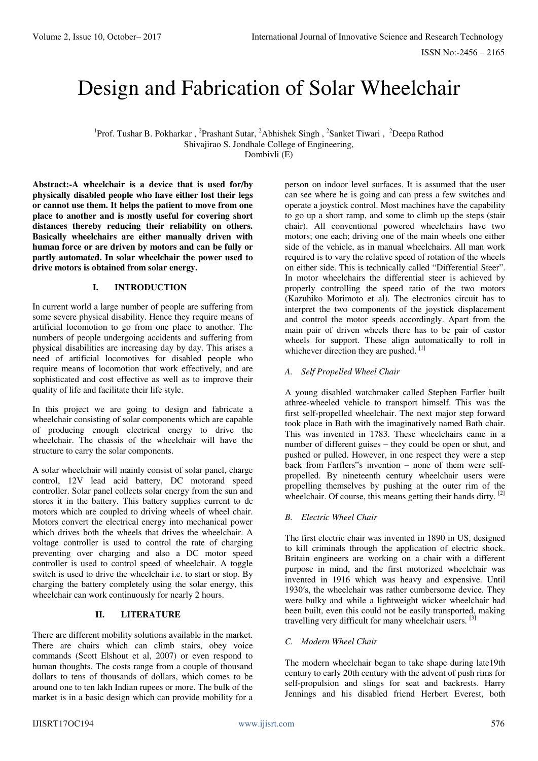# Design and Fabrication of Solar Wheelchair

[1]Prof. Tushar B. Pokharkar , [2]Prashant Sutar, [2]Abhishek Singh , [2]Sanket Tiwari , [2]Deepa Rathod
Shivajirao S. Jondhale College of Engineering,
Dombivli (E)

**Abstract:-A wheelchair is a device that is used for/by physically disabled people who have either lost their legs or cannot use them. It helps the patient to move from one place to another and is mostly useful for covering short distances thereby reducing their reliability on others. Basically wheelchairs are either manually driven with human force or are driven by motors and can be fully or partly automated. In solar wheelchair the power used to drive motors is obtained from solar energy.**

## I. INTRODUCTION

In current world a large number of people are suffering from some severe physical disability. Hence they require means of artificial locomotion to go from one place to another. The numbers of people undergoing accidents and suffering from physical disabilities are increasing day by day. This arises a need of artificial locomotives for disabled people who require means of locomotion that work effectively, and are sophisticated and cost effective as well as to improve their quality of life and facilitate their life style.

In this project we are going to design and fabricate a wheelchair consisting of solar components which are capable of producing enough electrical energy to drive the wheelchair. The chassis of the wheelchair will have the structure to carry the solar components.

A solar wheelchair will mainly consist of solar panel, charge control, 12V lead acid battery, DC motorand speed controller. Solar panel collects solar energy from the sun and stores it in the battery. This battery supplies current to dc motors which are coupled to driving wheels of wheel chair. Motors convert the electrical energy into mechanical power which drives both the wheels that drives the wheelchair. A voltage controller is used to control the rate of charging preventing over charging and also a DC motor speed controller is used to control speed of wheelchair. A toggle switch is used to drive the wheelchair i.e. to start or stop. By charging the battery completely using the solar energy, this wheelchair can work continuously for nearly 2 hours.

## II. LITERATURE

There are different mobility solutions available in the market. There are chairs which can climb stairs, obey voice commands (Scott Elshout et al, 2007) or even respond to human thoughts. The costs range from a couple of thousand dollars to tens of thousands of dollars, which comes to be around one to ten lakh Indian rupees or more. The bulk of the market is in a basic design which can provide mobility for a person on indoor level surfaces. It is assumed that the user can see where he is going and can press a few switches and operate a joystick control. Most machines have the capability to go up a short ramp, and some to climb up the steps (stair chair). All conventional powered wheelchairs have two motors; one each; driving one of the main wheels one either side of the vehicle, as in manual wheelchairs. All man work required is to vary the relative speed of rotation of the wheels on either side. This is technically called "Differential Steer". In motor wheelchairs the differential steer is achieved by properly controlling the speed ratio of the two motors (Kazuhiko Morimoto et al). The electronics circuit has to interpret the two components of the joystick displacement and control the motor speeds accordingly. Apart from the main pair of driven wheels there has to be pair of castor wheels for support. These align automatically to roll in whichever direction they are pushed. [1]

### *A. Self Propelled Wheel Chair*

A young disabled watchmaker called Stephen Farfler built athree-wheeled vehicle to transport himself. This was the first self-propelled wheelchair. The next major step forward took place in Bath with the imaginatively named Bath chair. This was invented in 1783. These wheelchairs came in a number of different guises – they could be open or shut, and pushed or pulled. However, in one respect they were a step back from Farflers‟s invention – none of them were self-propelled. By nineteenth century wheelchair users were propelling themselves by pushing at the outer rim of the wheelchair. Of course, this means getting their hands dirty. [2]

### *B. Electric Wheel Chair*

The first electric chair was invented in 1890 in US, designed to kill criminals through the application of electric shock. Britain engineers are working on a chair with a different purpose in mind, and the first motorized wheelchair was invented in 1916 which was heavy and expensive. Until 1930′s, the wheelchair was rather cumbersome device. They were bulky and while a lightweight wicker wheelchair had been built, even this could not be easily transported, making travelling very difficult for many wheelchair users. [3]

### *C. Modern Wheel Chair*

The modern wheelchair began to take shape during late19th century to early 20th century with the advent of push rims for self-propulsion and slings for seat and backrests. Harry Jennings and his disabled friend Herbert Everest, both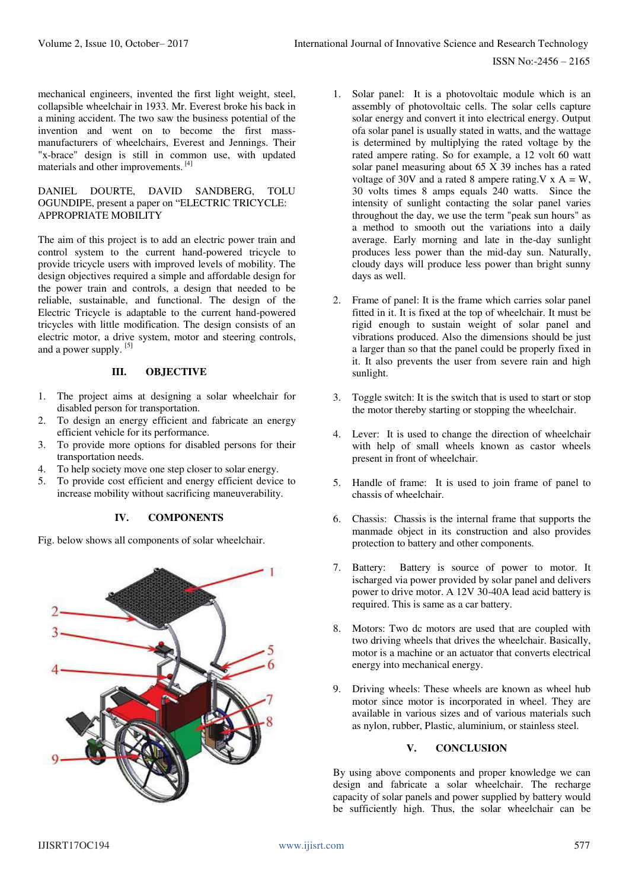mechanical engineers, invented the first light weight, steel, collapsible wheelchair in 1933. Mr. Everest broke his back in a mining accident. The two saw the business potential of the invention and went on to become the first mass-manufacturers of wheelchairs, Everest and Jennings. Their "x-brace" design is still in common use, with updated materials and other improvements. [4]

DANIEL DOURTE, DAVID SANDBERG, TOLU OGUNDIPE, present a paper on "ELECTRIC TRICYCLE: APPROPRIATE MOBILITY

The aim of this project is to add an electric power train and control system to the current hand-powered tricycle to provide tricycle users with improved levels of mobility. The design objectives required a simple and affordable design for the power train and controls, a design that needed to be reliable, sustainable, and functional. The design of the Electric Tricycle is adaptable to the current hand-powered tricycles with little modification. The design consists of an electric motor, a drive system, motor and steering controls, and a power supply. [5]

## III. OBJECTIVE

1. The project aims at designing a solar wheelchair for disabled person for transportation.
2. To design an energy efficient and fabricate an energy efficient vehicle for its performance.
3. To provide more options for disabled persons for their transportation needs.
4. To help society move one step closer to solar energy.
5. To provide cost efficient and energy efficient device to increase mobility without sacrificing maneuverability.

## IV. COMPONENTS

Fig. below shows all components of solar wheelchair.

1. Solar panel: It is a photovoltaic module which is an assembly of photovoltaic cells. The solar cells capture solar energy and convert it into electrical energy. Output ofa solar panel is usually stated in watts, and the wattage is determined by multiplying the rated voltage by the rated ampere rating. So for example, a 12 volt 60 watt solar panel measuring about 65 X 39 inches has a rated voltage of 30V and a rated 8 ampere rating.V x A = W, 30 volts times 8 amps equals 240 watts. Since the intensity of sunlight contacting the solar panel varies throughout the day, we use the term "peak sun hours" as a method to smooth out the variations into a daily average. Early morning and late in the-day sunlight produces less power than the mid-day sun. Naturally, cloudy days will produce less power than bright sunny days as well.

2. Frame of panel: It is the frame which carries solar panel fitted in it. It is fixed at the top of wheelchair. It must be rigid enough to sustain weight of solar panel and vibrations produced. Also the dimensions should be just a larger than so that the panel could be properly fixed in it. It also prevents the user from severe rain and high sunlight.

3. Toggle switch: It is the switch that is used to start or stop the motor thereby starting or stopping the wheelchair.

4. Lever: It is used to change the direction of wheelchair with help of small wheels known as castor wheels present in front of wheelchair.

5. Handle of frame: It is used to join frame of panel to chassis of wheelchair.

6. Chassis: Chassis is the internal frame that supports the manmade object in its construction and also provides protection to battery and other components.

7. Battery: Battery is source of power to motor. It ischarged via power provided by solar panel and delivers power to drive motor. A 12V 30-40A lead acid battery is required. This is same as a car battery.

8. Motors: Two dc motors are used that are coupled with two driving wheels that drives the wheelchair. Basically, motor is a machine or an actuator that converts electrical energy into mechanical energy.

9. Driving wheels: These wheels are known as wheel hub motor since motor is incorporated in wheel. They are available in various sizes and of various materials such as nylon, rubber, Plastic, aluminium, or stainless steel.

## V. CONCLUSION

By using above components and proper knowledge we can design and fabricate a solar wheelchair. The recharge capacity of solar panels and power supplied by battery would be sufficiently high. Thus, the solar wheelchair can be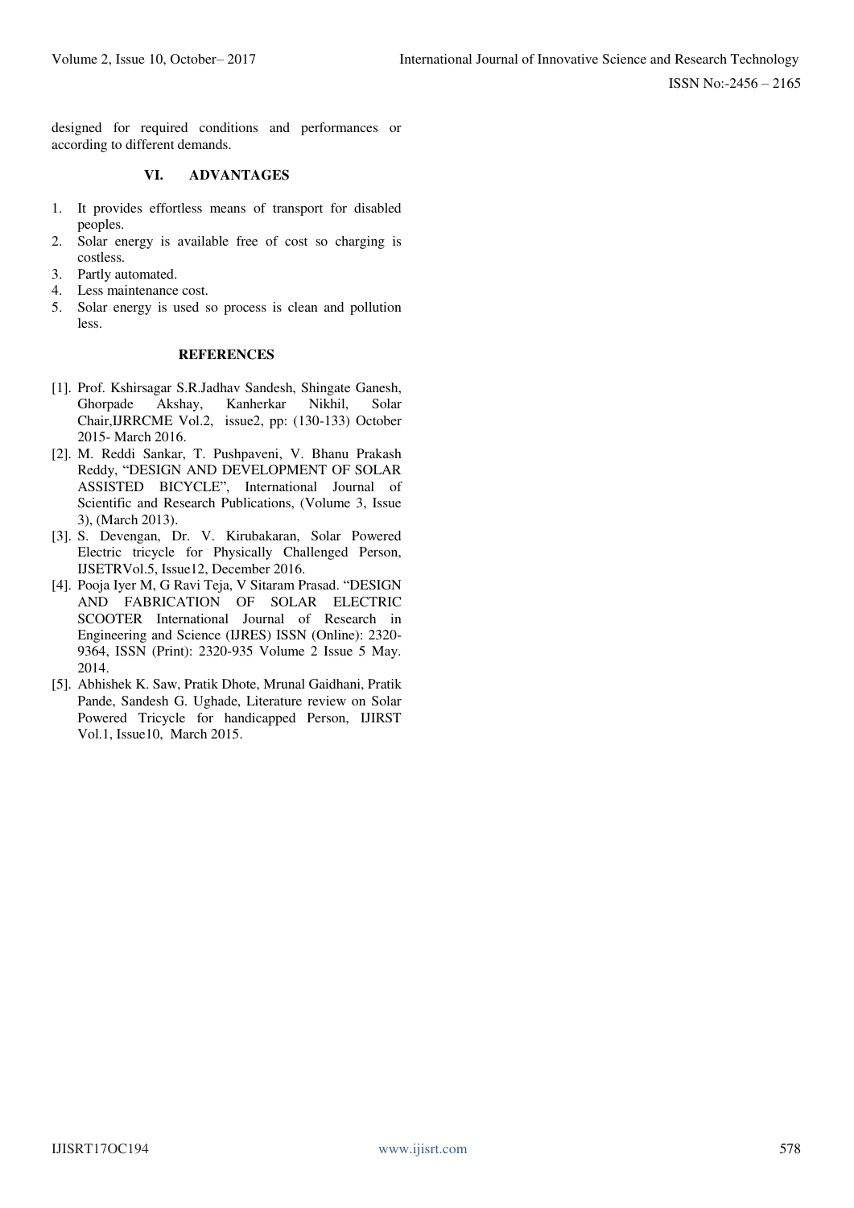designed for required conditions and performances or according to different demands.

## VI. ADVANTAGES

1. It provides effortless means of transport for disabled peoples.
2. Solar energy is available free of cost so charging is costless.
3. Partly automated.
4. Less maintenance cost.
5. Solar energy is used so process is clean and pollution less.

## REFERENCES

[1]. Prof. Kshirsagar S.R.Jadhav Sandesh, Shingate Ganesh, Ghorpade Akshay, Kanherkar Nikhil, Solar Chair,IJRRCME Vol.2, issue2, pp: (130-133) October 2015- March 2016.

[2]. M. Reddi Sankar, T. Pushpaveni, V. Bhanu Prakash Reddy, "DESIGN AND DEVELOPMENT OF SOLAR ASSISTED BICYCLE", International Journal of Scientific and Research Publications, (Volume 3, Issue 3), (March 2013).

[3]. S. Devengan, Dr. V. Kirubakaran, Solar Powered Electric tricycle for Physically Challenged Person, IJSETRVol.5, Issue12, December 2016.

[4]. Pooja Iyer M, G Ravi Teja, V Sitaram Prasad. "DESIGN AND FABRICATION OF SOLAR ELECTRIC SCOOTER International Journal of Research in Engineering and Science (IJRES) ISSN (Online): 2320-9364, ISSN (Print): 2320-935 Volume 2 Issue 5 May. 2014.

[5]. Abhishek K. Saw, Pratik Dhote, Mrunal Gaidhani, Pratik Pande, Sandesh G. Ughade, Literature review on Solar Powered Tricycle for handicapped Person, IJIRST Vol.1, Issue10, March 2015.